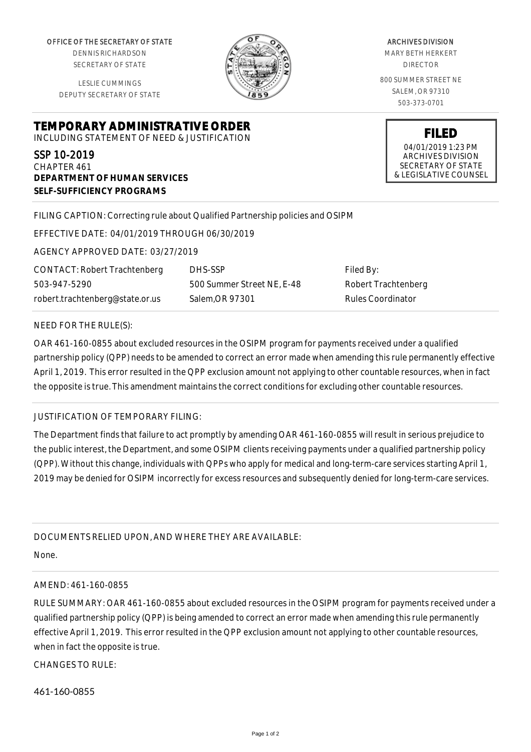OFFICE OF THE SECRETARY OF STATE
DENNIS RICHARDSON
SECRETARY OF STATE

LESLIE CUMMINGS
DEPUTY SECRETARY OF STATE

ARCHIVES DIVISION
MARY BETH HERKERT
DIRECTOR

800 SUMMER STREET NE
SALEM, OR 97310
503-373-0701

**FILED**
04/01/2019 1:23 PM
ARCHIVES DIVISION
SECRETARY OF STATE
& LEGISLATIVE COUNSEL

# TEMPORARY ADMINISTRATIVE ORDER

INCLUDING STATEMENT OF NEED & JUSTIFICATION

## SSP 10-2019

CHAPTER 461
**DEPARTMENT OF HUMAN SERVICES**
**SELF-SUFFICIENCY PROGRAMS**

FILING CAPTION: Correcting rule about Qualified Partnership policies and OSIPM

EFFECTIVE DATE: 04/01/2019 THROUGH 06/30/2019

AGENCY APPROVED DATE: 03/27/2019

| CONTACT: Robert Trachtenberg | DHS-SSP | Filed By: |
|---|---|---|
| 503-947-5290 | 500 Summer Street NE, E-48 | Robert Trachtenberg |
| robert.trachtenberg@state.or.us | Salem,OR 97301 | Rules Coordinator |

NEED FOR THE RULE(S):

OAR 461-160-0855 about excluded resources in the OSIPM program for payments received under a qualified partnership policy (QPP) needs to be amended to correct an error made when amending this rule permanently effective April 1, 2019. This error resulted in the QPP exclusion amount not applying to other countable resources, when in fact the opposite is true. This amendment maintains the correct conditions for excluding other countable resources.

JUSTIFICATION OF TEMPORARY FILING:

The Department finds that failure to act promptly by amending OAR 461-160-0855 will result in serious prejudice to the public interest, the Department, and some OSIPM clients receiving payments under a qualified partnership policy (QPP). Without this change, individuals with QPPs who apply for medical and long-term-care services starting April 1, 2019 may be denied for OSIPM incorrectly for excess resources and subsequently denied for long-term-care services.

DOCUMENTS RELIED UPON, AND WHERE THEY ARE AVAILABLE:

None.

AMEND: 461-160-0855

RULE SUMMARY: OAR 461-160-0855 about excluded resources in the OSIPM program for payments received under a qualified partnership policy (QPP) is being amended to correct an error made when amending this rule permanently effective April 1, 2019. This error resulted in the QPP exclusion amount not applying to other countable resources, when in fact the opposite is true.

CHANGES TO RULE:

461-160-0855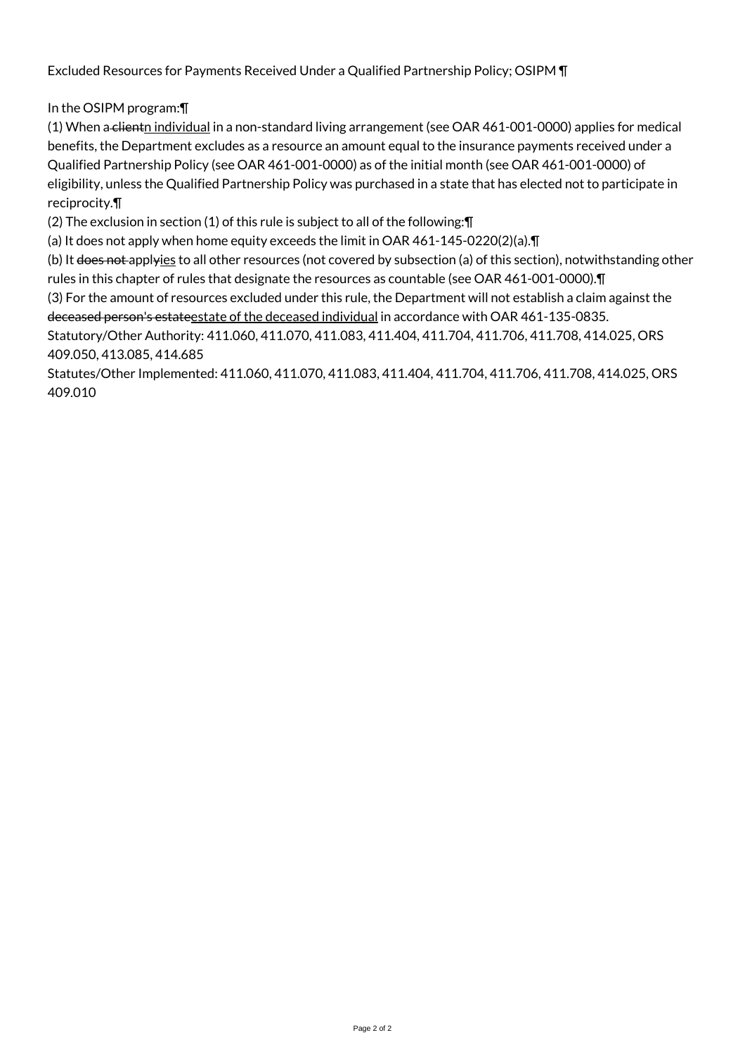Excluded Resources for Payments Received Under a Qualified Partnership Policy; OSIPM ¶

In the OSIPM program:¶

(1) When a ~~client~~n individual in a non-standard living arrangement (see OAR 461-001-0000) applies for medical benefits, the Department excludes as a resource an amount equal to the insurance payments received under a Qualified Partnership Policy (see OAR 461-001-0000) as of the initial month (see OAR 461-001-0000) of eligibility, unless the Qualified Partnership Policy was purchased in a state that has elected not to participate in reciprocity.¶

(2) The exclusion in section (1) of this rule is subject to all of the following:¶

(a) It does not apply when home equity exceeds the limit in OAR 461-145-0220(2)(a).¶

(b) It ~~does not~~ appl~~y~~ies to all other resources (not covered by subsection (a) of this section), notwithstanding other rules in this chapter of rules that designate the resources as countable (see OAR 461-001-0000).¶

(3) For the amount of resources excluded under this rule, the Department will not establish a claim against the ~~deceased person's estate~~estate of the deceased individual in accordance with OAR 461-135-0835.

Statutory/Other Authority: 411.060, 411.070, 411.083, 411.404, 411.704, 411.706, 411.708, 414.025, ORS 409.050, 413.085, 414.685

Statutes/Other Implemented: 411.060, 411.070, 411.083, 411.404, 411.704, 411.706, 411.708, 414.025, ORS 409.010